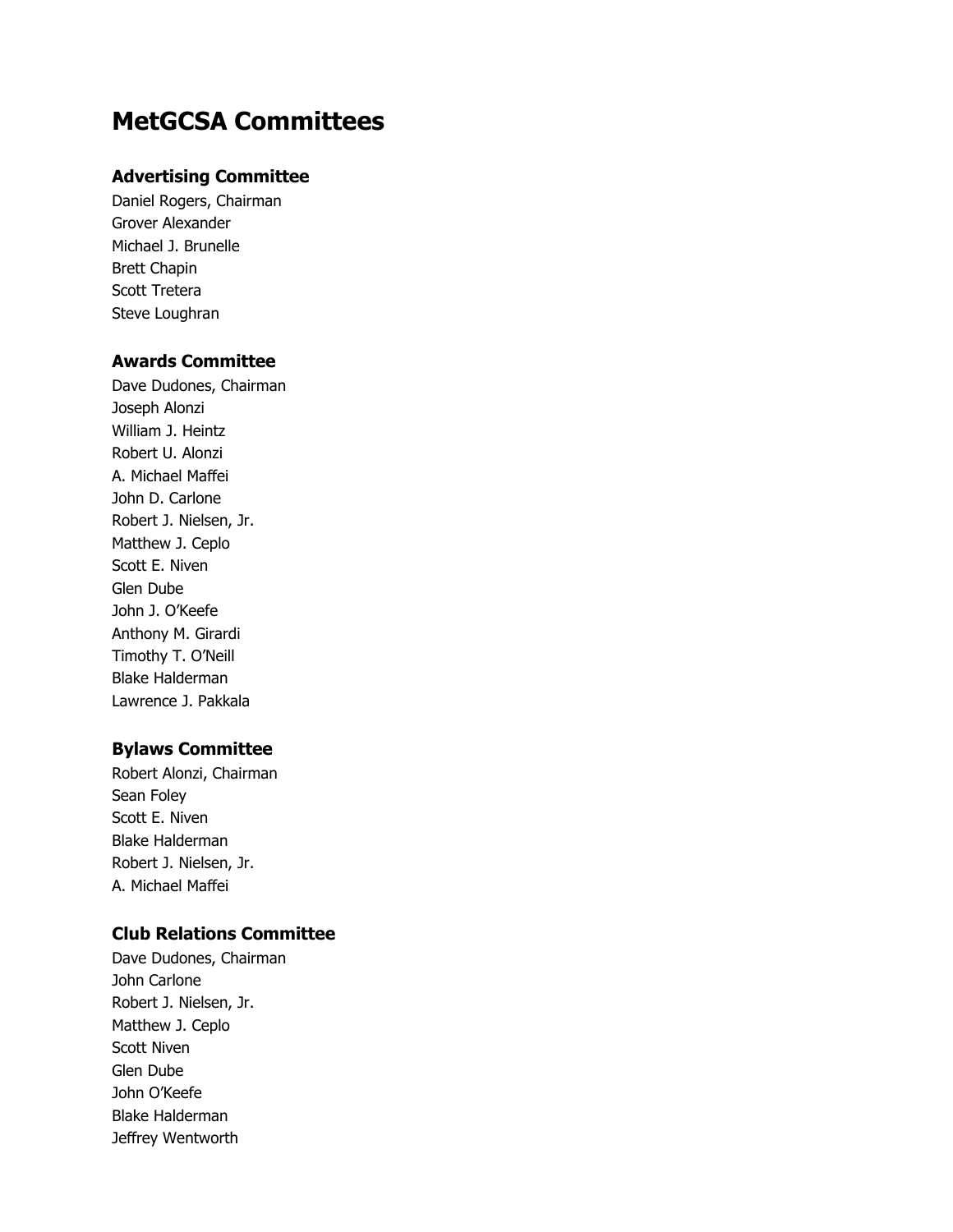# MetGCSA Committees

### Advertising Committee

Daniel Rogers, Chairman
Grover Alexander
Michael J. Brunelle
Brett Chapin
Scott Tretera
Steve Loughran

### Awards Committee

Dave Dudones, Chairman
Joseph Alonzi
William J. Heintz
Robert U. Alonzi
A. Michael Maffei
John D. Carlone
Robert J. Nielsen, Jr.
Matthew J. Ceplo
Scott E. Niven
Glen Dube
John J. O'Keefe
Anthony M. Girardi
Timothy T. O'Neill
Blake Halderman
Lawrence J. Pakkala

### Bylaws Committee

Robert Alonzi, Chairman
Sean Foley
Scott E. Niven
Blake Halderman
Robert J. Nielsen, Jr.
A. Michael Maffei

### Club Relations Committee

Dave Dudones, Chairman
John Carlone
Robert J. Nielsen, Jr.
Matthew J. Ceplo
Scott Niven
Glen Dube
John O'Keefe
Blake Halderman
Jeffrey Wentworth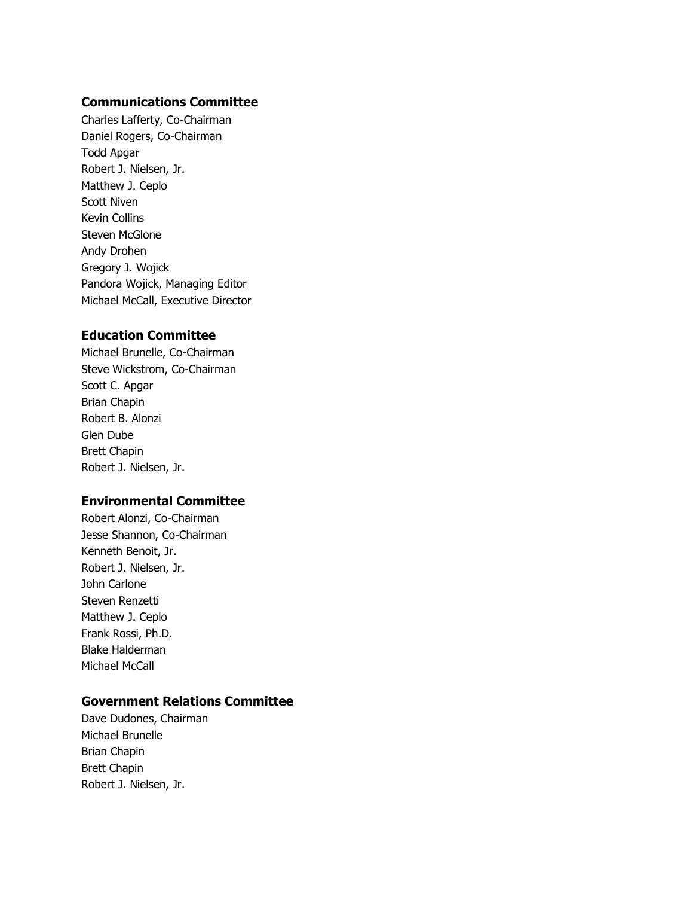### Communications Committee

Charles Lafferty, Co-Chairman
Daniel Rogers, Co-Chairman
Todd Apgar
Robert J. Nielsen, Jr.
Matthew J. Ceplo
Scott Niven
Kevin Collins
Steven McGlone
Andy Drohen
Gregory J. Wojick
Pandora Wojick, Managing Editor
Michael McCall, Executive Director

### Education Committee

Michael Brunelle, Co-Chairman
Steve Wickstrom, Co-Chairman
Scott C. Apgar
Brian Chapin
Robert B. Alonzi
Glen Dube
Brett Chapin
Robert J. Nielsen, Jr.

### Environmental Committee

Robert Alonzi, Co-Chairman
Jesse Shannon, Co-Chairman
Kenneth Benoit, Jr.
Robert J. Nielsen, Jr.
John Carlone
Steven Renzetti
Matthew J. Ceplo
Frank Rossi, Ph.D.
Blake Halderman
Michael McCall

### Government Relations Committee

Dave Dudones, Chairman
Michael Brunelle
Brian Chapin
Brett Chapin
Robert J. Nielsen, Jr.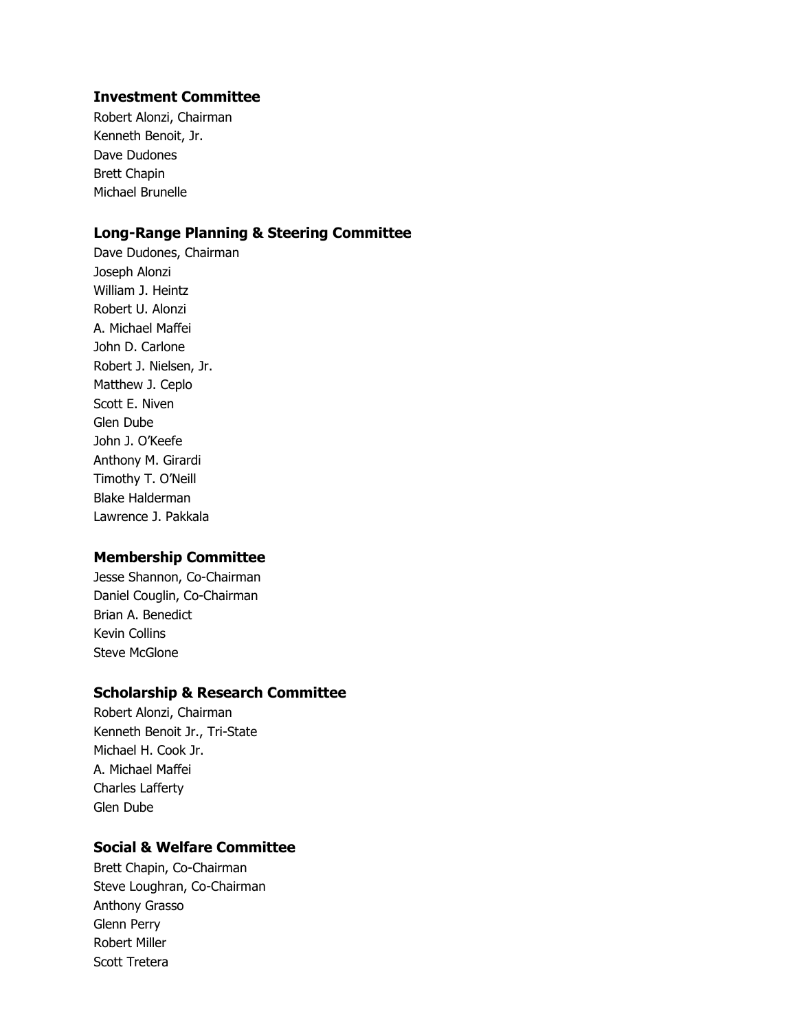### Investment Committee

Robert Alonzi, Chairman
Kenneth Benoit, Jr.
Dave Dudones
Brett Chapin
Michael Brunelle

### Long-Range Planning & Steering Committee

Dave Dudones, Chairman
Joseph Alonzi
William J. Heintz
Robert U. Alonzi
A. Michael Maffei
John D. Carlone
Robert J. Nielsen, Jr.
Matthew J. Ceplo
Scott E. Niven
Glen Dube
John J. O'Keefe
Anthony M. Girardi
Timothy T. O'Neill
Blake Halderman
Lawrence J. Pakkala

### Membership Committee

Jesse Shannon, Co-Chairman
Daniel Couglin, Co-Chairman
Brian A. Benedict
Kevin Collins
Steve McGlone

### Scholarship & Research Committee

Robert Alonzi, Chairman
Kenneth Benoit Jr., Tri-State
Michael H. Cook Jr.
A. Michael Maffei
Charles Lafferty
Glen Dube

### Social & Welfare Committee

Brett Chapin, Co-Chairman
Steve Loughran, Co-Chairman
Anthony Grasso
Glenn Perry
Robert Miller
Scott Tretera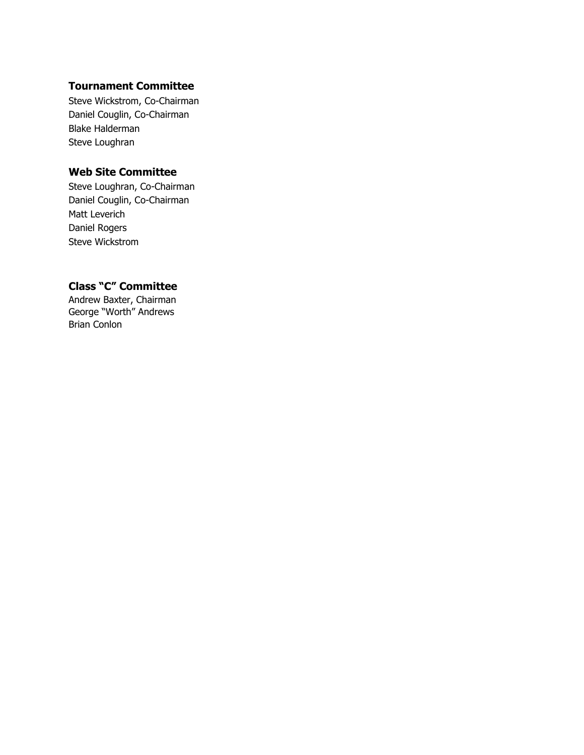### Tournament Committee

Steve Wickstrom, Co-Chairman
Daniel Couglin, Co-Chairman
Blake Halderman
Steve Loughran

### Web Site Committee

Steve Loughran, Co-Chairman
Daniel Couglin, Co-Chairman
Matt Leverich
Daniel Rogers
Steve Wickstrom

### Class “C” Committee

Andrew Baxter, Chairman
George “Worth” Andrews
Brian Conlon